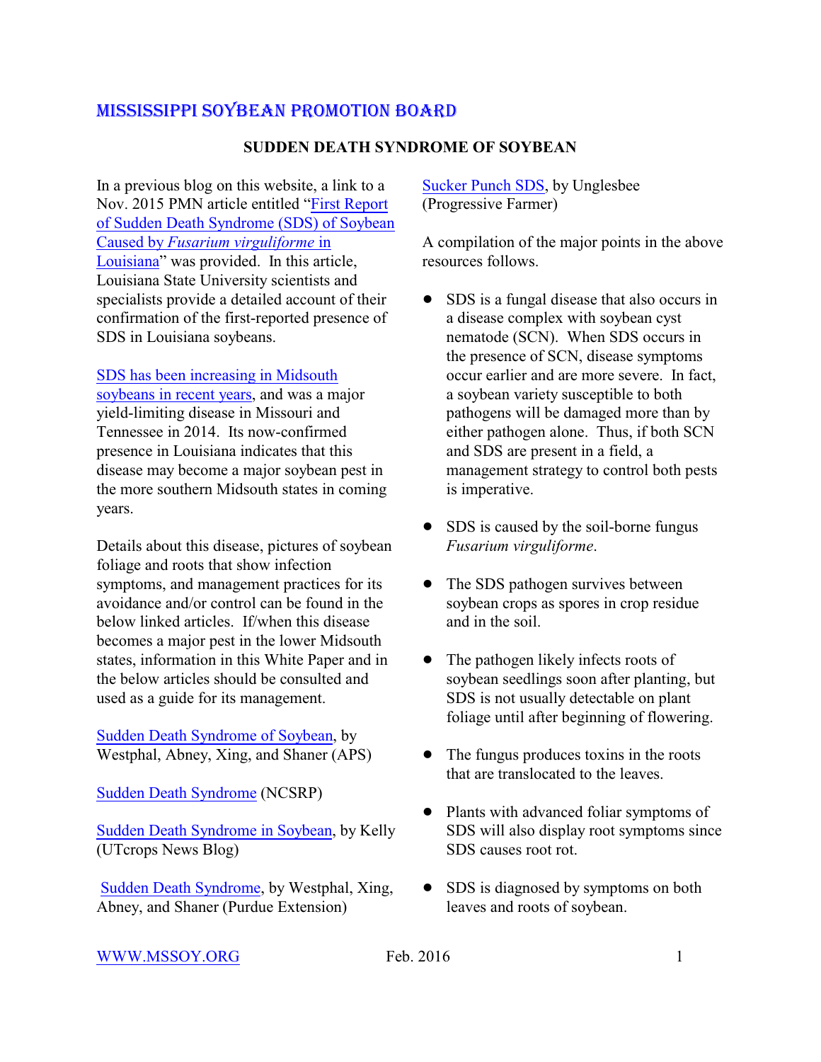## MISSISSIPPI SOYBEAN PROMOTION BOARD

### SUDDEN DEATH SYNDROME OF SOYBEAN

In a previous blog on this website, a link to a Nov. 2015 PMN article entitled "First Report of Sudden Death Syndrome (SDS) of Soybean Caused by *Fusarium virguliforme* in Louisiana" was provided. In this article, Louisiana State University scientists and specialists provide a detailed account of their confirmation of the first-reported presence of SDS in Louisiana soybeans.

SDS has been increasing in Midsouth soybeans in recent years, and was a major yield-limiting disease in Missouri and Tennessee in 2014. Its now-confirmed presence in Louisiana indicates that this disease may become a major soybean pest in the more southern Midsouth states in coming years.

Details about this disease, pictures of soybean foliage and roots that show infection symptoms, and management practices for its avoidance and/or control can be found in the below linked articles. If/when this disease becomes a major pest in the lower Midsouth states, information in this White Paper and in the below articles should be consulted and used as a guide for its management.

Sudden Death Syndrome of Soybean, by Westphal, Abney, Xing, and Shaner (APS)

Sudden Death Syndrome (NCSRP)

Sudden Death Syndrome in Soybean, by Kelly (UTcrops News Blog)

Sudden Death Syndrome, by Westphal, Xing, Abney, and Shaner (Purdue Extension)

Sucker Punch SDS, by Unglesbee (Progressive Farmer)

A compilation of the major points in the above resources follows.

- SDS is a fungal disease that also occurs in a disease complex with soybean cyst nematode (SCN). When SDS occurs in the presence of SCN, disease symptoms occur earlier and are more severe. In fact, a soybean variety susceptible to both pathogens will be damaged more than by either pathogen alone. Thus, if both SCN and SDS are present in a field, a management strategy to control both pests is imperative.
- SDS is caused by the soil-borne fungus *Fusarium virguliforme*.
- The SDS pathogen survives between soybean crops as spores in crop residue and in the soil.
- The pathogen likely infects roots of soybean seedlings soon after planting, but SDS is not usually detectable on plant foliage until after beginning of flowering.
- The fungus produces toxins in the roots that are translocated to the leaves.
- Plants with advanced foliar symptoms of SDS will also display root symptoms since SDS causes root rot.
- SDS is diagnosed by symptoms on both leaves and roots of soybean.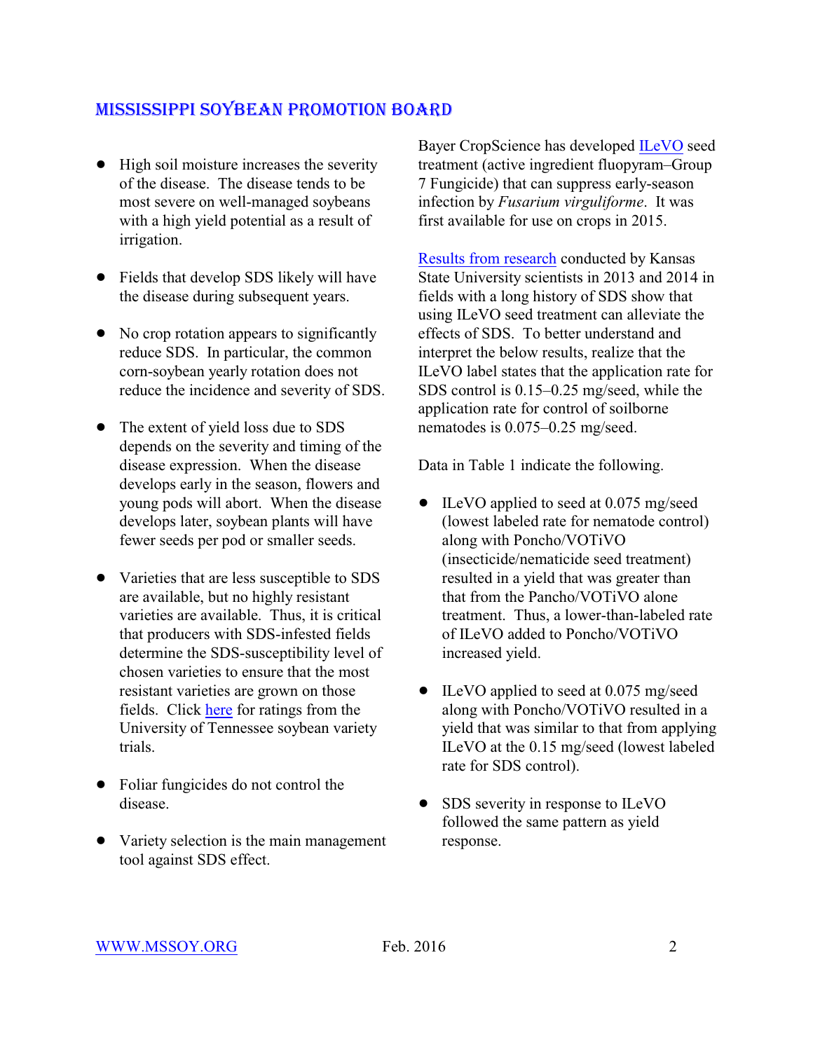- High soil moisture increases the severity of the disease. The disease tends to be most severe on well-managed soybeans with a high yield potential as a result of irrigation.
- Fields that develop SDS likely will have the disease during subsequent years.
- No crop rotation appears to significantly reduce SDS. In particular, the common corn-soybean yearly rotation does not reduce the incidence and severity of SDS.
- The extent of yield loss due to SDS depends on the severity and timing of the disease expression. When the disease develops early in the season, flowers and young pods will abort. When the disease develops later, soybean plants will have fewer seeds per pod or smaller seeds.
- Varieties that are less susceptible to SDS are available, but no highly resistant varieties are available. Thus, it is critical that producers with SDS-infested fields determine the SDS-susceptibility level of chosen varieties to ensure that the most resistant varieties are grown on those fields. Click here for ratings from the University of Tennessee soybean variety trials.
- Foliar fungicides do not control the disease.
- Variety selection is the main management tool against SDS effect.

Bayer CropScience has developed ILeVO seed treatment (active ingredient fluopyram–Group 7 Fungicide) that can suppress early-season infection by *Fusarium virguliforme*. It was first available for use on crops in 2015.

Results from research conducted by Kansas State University scientists in 2013 and 2014 in fields with a long history of SDS show that using ILeVO seed treatment can alleviate the effects of SDS. To better understand and interpret the below results, realize that the ILeVO label states that the application rate for SDS control is 0.15–0.25 mg/seed, while the application rate for control of soilborne nematodes is 0.075–0.25 mg/seed.

Data in Table 1 indicate the following.

- ILeVO applied to seed at 0.075 mg/seed (lowest labeled rate for nematode control) along with Poncho/VOTiVO (insecticide/nematicide seed treatment) resulted in a yield that was greater than that from the Pancho/VOTiVO alone treatment. Thus, a lower-than-labeled rate of ILeVO added to Poncho/VOTiVO increased yield.
- ILeVO applied to seed at 0.075 mg/seed along with Poncho/VOTiVO resulted in a yield that was similar to that from applying ILeVO at the 0.15 mg/seed (lowest labeled rate for SDS control).
- SDS severity in response to ILeVO followed the same pattern as yield response.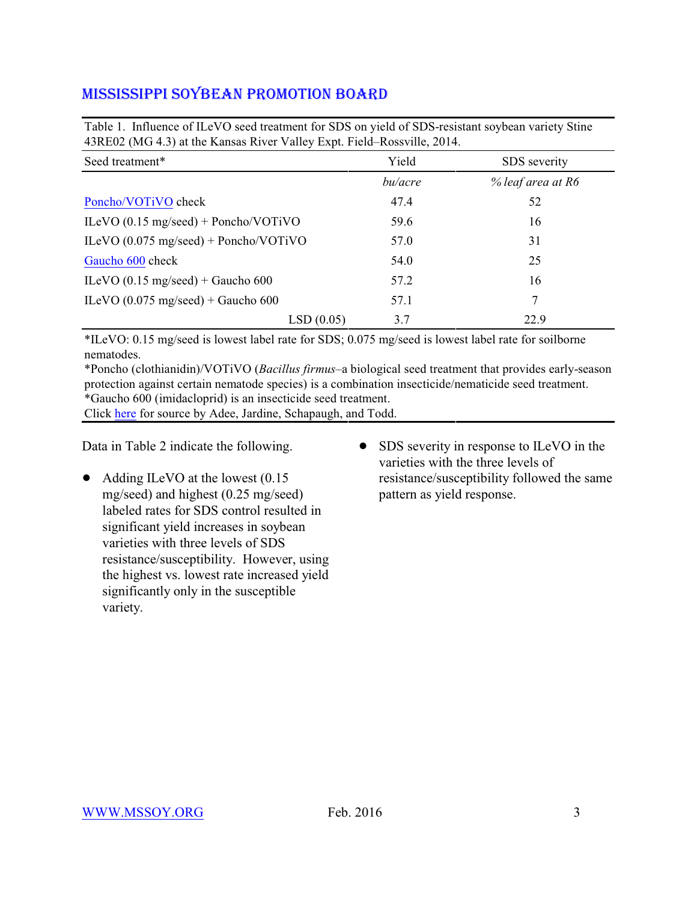Table 1. Influence of ILeVO seed treatment for SDS on yield of SDS-resistant soybean variety Stine 43RE02 (MG 4.3) at the Kansas River Valley Expt. Field–Rossville, 2014.

| Seed treatment* | Yield | SDS severity |
|---|---|---|
| | *bu/acre* | *% leaf area at R6* |
| Poncho/VOTiVO check | 47.4 | 52 |
| ILeVO (0.15 mg/seed) + Poncho/VOTiVO | 59.6 | 16 |
| ILeVO (0.075 mg/seed) + Poncho/VOTiVO | 57.0 | 31 |
| Gaucho 600 check | 54.0 | 25 |
| ILeVO (0.15 mg/seed) + Gaucho 600 | 57.2 | 16 |
| ILeVO (0.075 mg/seed) + Gaucho 600 | 57.1 | 7 |
| LSD (0.05) | 3.7 | 22.9 |

*ILeVO: 0.15 mg/seed is lowest label rate for SDS; 0.075 mg/seed is lowest label rate for soilborne nematodes.
*Poncho (clothianidin)/VOTiVO (*Bacillus firmus*–a biological seed treatment that provides early-season protection against certain nematode species) is a combination insecticide/nematicide seed treatment.
*Gaucho 600 (imidacloprid) is an insecticide seed treatment.
Click here for source by Adee, Jardine, Schapaugh, and Todd.

Data in Table 2 indicate the following.

- Adding ILeVO at the lowest (0.15 mg/seed) and highest (0.25 mg/seed) labeled rates for SDS control resulted in significant yield increases in soybean varieties with three levels of SDS resistance/susceptibility. However, using the highest vs. lowest rate increased yield significantly only in the susceptible variety.
- SDS severity in response to ILeVO in the varieties with the three levels of resistance/susceptibility followed the same pattern as yield response.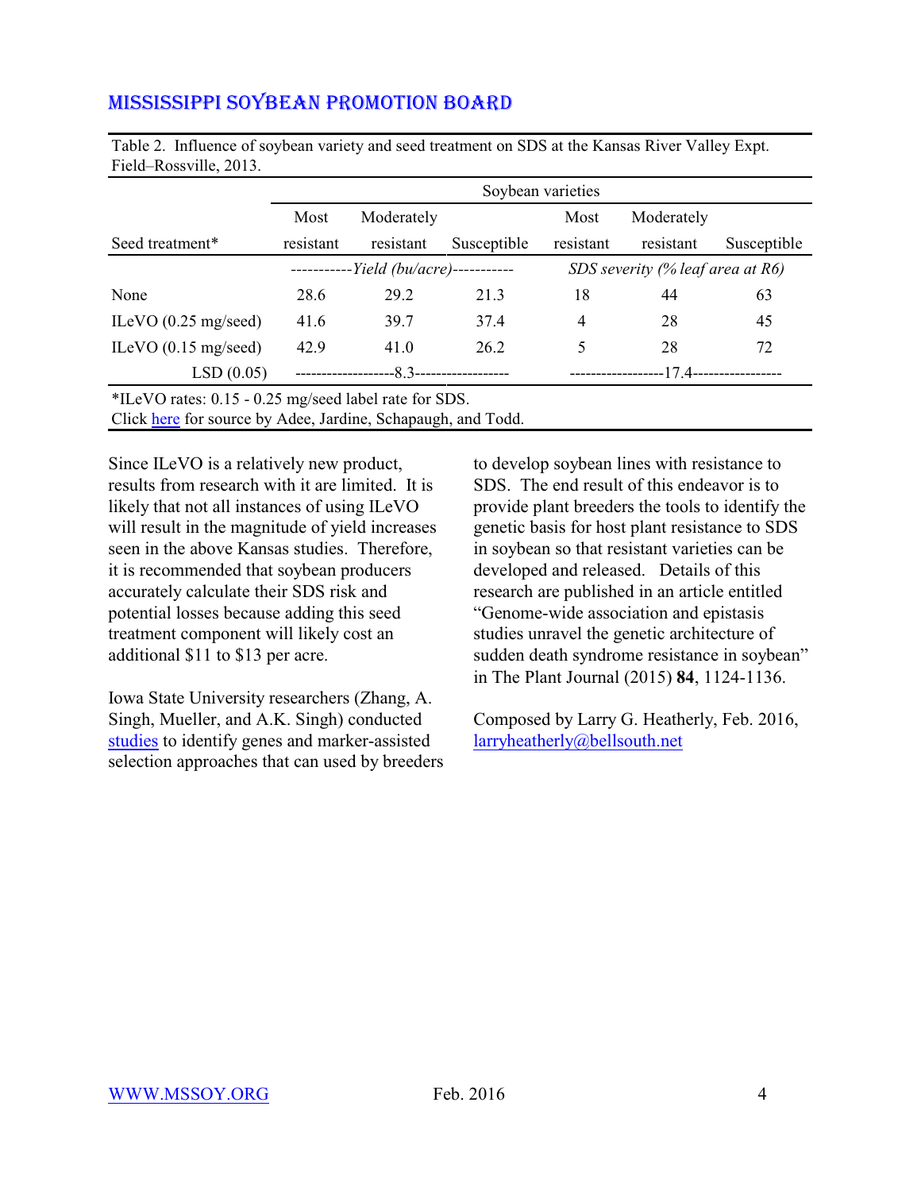Table 2. Influence of soybean variety and seed treatment on SDS at the Kansas River Valley Expt. Field–Rossville, 2013.

| | Soybean varieties | | | | | |
|---|---|---|---|---|---|---|
| Seed treatment* | Most resistant | Moderately resistant | Susceptible | Most resistant | Moderately resistant | Susceptible |
| | -----------*Yield (bu/acre)*----------- | | | *SDS severity (% leaf area at R6)* | | |
| None | 28.6 | 29.2 | 21.3 | 18 | 44 | 63 |
| ILeVO (0.25 mg/seed) | 41.6 | 39.7 | 37.4 | 4 | 28 | 45 |
| ILeVO (0.15 mg/seed) | 42.9 | 41.0 | 26.2 | 5 | 28 | 72 |
| LSD (0.05) | -------------------8.3------------------ | | | ------------------17.4----------------- | | |

*ILeVO rates: 0.15 - 0.25 mg/seed label rate for SDS.
Click here for source by Adee, Jardine, Schapaugh, and Todd.

Since ILeVO is a relatively new product, results from research with it are limited. It is likely that not all instances of using ILeVO will result in the magnitude of yield increases seen in the above Kansas studies. Therefore, it is recommended that soybean producers accurately calculate their SDS risk and potential losses because adding this seed treatment component will likely cost an additional $11 to $13 per acre.

Iowa State University researchers (Zhang, A. Singh, Mueller, and A.K. Singh) conducted studies to identify genes and marker-assisted selection approaches that can used by breeders to develop soybean lines with resistance to SDS. The end result of this endeavor is to provide plant breeders the tools to identify the genetic basis for host plant resistance to SDS in soybean so that resistant varieties can be developed and released. Details of this research are published in an article entitled "Genome-wide association and epistasis studies unravel the genetic architecture of sudden death syndrome resistance in soybean" in The Plant Journal (2015) **84**, 1124-1136.

Composed by Larry G. Heatherly, Feb. 2016, larryheatherly@bellsouth.net